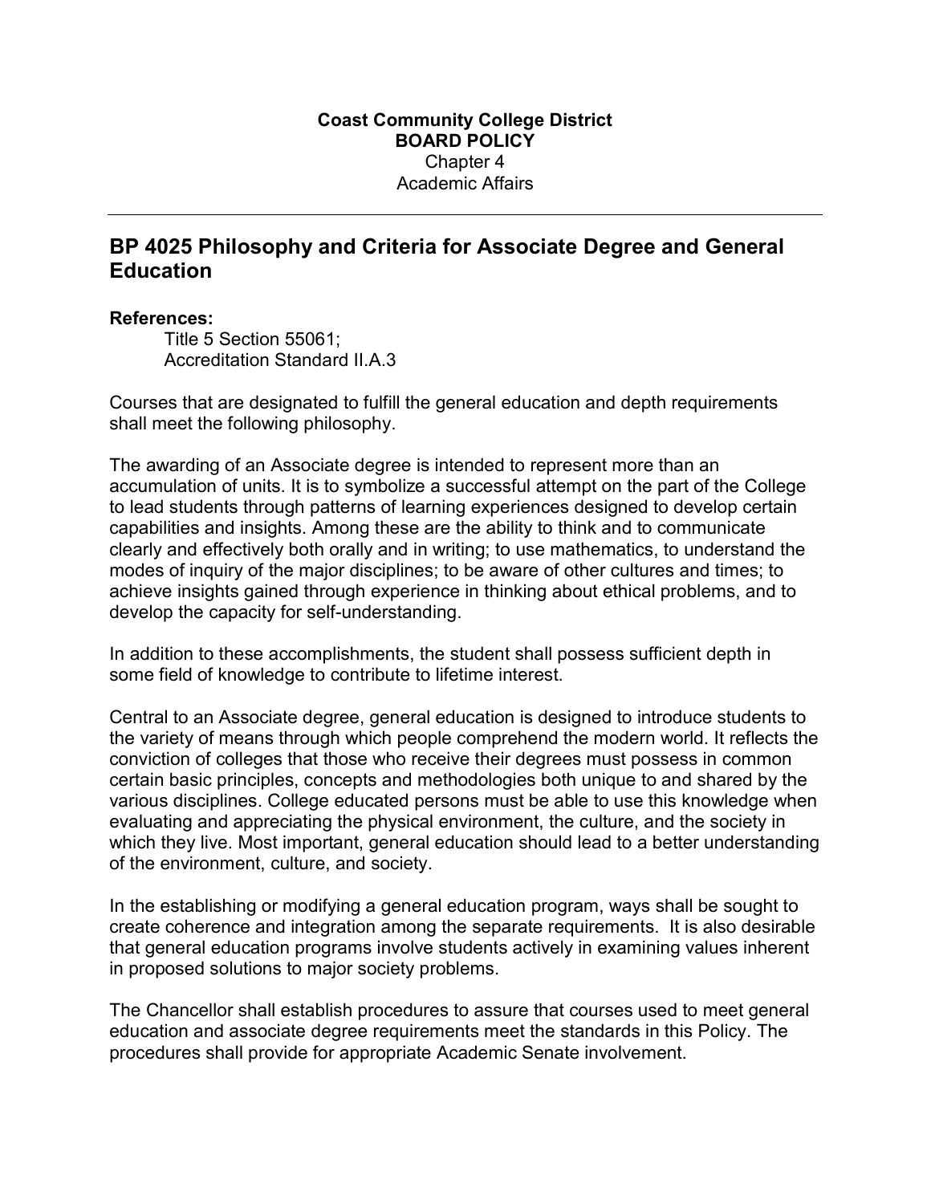**Coast Community College District**
**BOARD POLICY**
Chapter 4
Academic Affairs

---

## BP 4025 Philosophy and Criteria for Associate Degree and General Education

**References:**

Title 5 Section 55061;
Accreditation Standard II.A.3

Courses that are designated to fulfill the general education and depth requirements shall meet the following philosophy.

The awarding of an Associate degree is intended to represent more than an accumulation of units. It is to symbolize a successful attempt on the part of the College to lead students through patterns of learning experiences designed to develop certain capabilities and insights. Among these are the ability to think and to communicate clearly and effectively both orally and in writing; to use mathematics, to understand the modes of inquiry of the major disciplines; to be aware of other cultures and times; to achieve insights gained through experience in thinking about ethical problems, and to develop the capacity for self-understanding.

In addition to these accomplishments, the student shall possess sufficient depth in some field of knowledge to contribute to lifetime interest.

Central to an Associate degree, general education is designed to introduce students to the variety of means through which people comprehend the modern world. It reflects the conviction of colleges that those who receive their degrees must possess in common certain basic principles, concepts and methodologies both unique to and shared by the various disciplines. College educated persons must be able to use this knowledge when evaluating and appreciating the physical environment, the culture, and the society in which they live. Most important, general education should lead to a better understanding of the environment, culture, and society.

In the establishing or modifying a general education program, ways shall be sought to create coherence and integration among the separate requirements. It is also desirable that general education programs involve students actively in examining values inherent in proposed solutions to major society problems.

The Chancellor shall establish procedures to assure that courses used to meet general education and associate degree requirements meet the standards in this Policy. The procedures shall provide for appropriate Academic Senate involvement.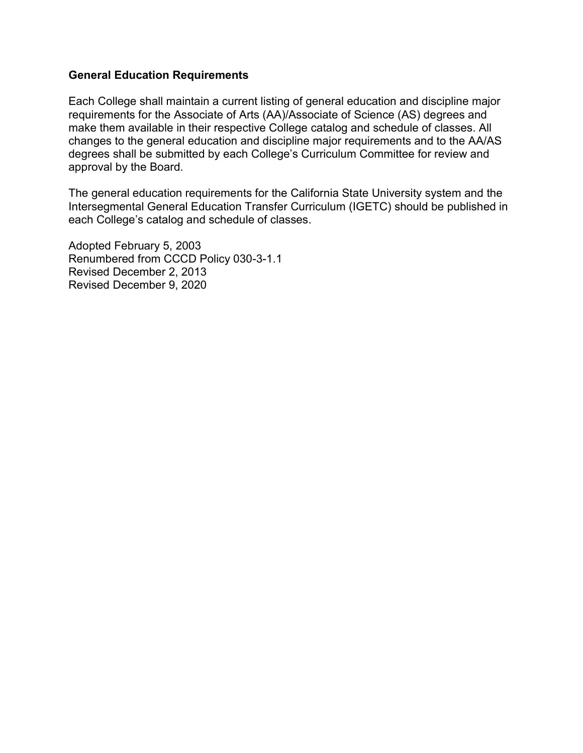**General Education Requirements**

Each College shall maintain a current listing of general education and discipline major requirements for the Associate of Arts (AA)/Associate of Science (AS) degrees and make them available in their respective College catalog and schedule of classes. All changes to the general education and discipline major requirements and to the AA/AS degrees shall be submitted by each College's Curriculum Committee for review and approval by the Board.

The general education requirements for the California State University system and the Intersegmental General Education Transfer Curriculum (IGETC) should be published in each College's catalog and schedule of classes.

Adopted February 5, 2003
Renumbered from CCCD Policy 030-3-1.1
Revised December 2, 2013
Revised December 9, 2020